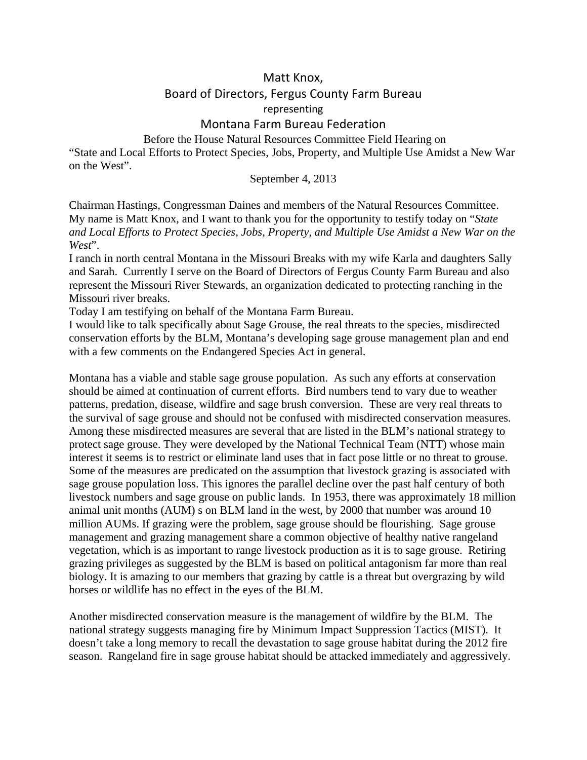# Matt Knox,

## Board of Directors, Fergus County Farm Bureau

representing

## Montana Farm Bureau Federation

Before the House Natural Resources Committee Field Hearing on "State and Local Efforts to Protect Species, Jobs, Property, and Multiple Use Amidst a New War on the West".

September 4, 2013

Chairman Hastings, Congressman Daines and members of the Natural Resources Committee. My name is Matt Knox, and I want to thank you for the opportunity to testify today on "*State and Local Efforts to Protect Species, Jobs, Property, and Multiple Use Amidst a New War on the West*".

I ranch in north central Montana in the Missouri Breaks with my wife Karla and daughters Sally and Sarah. Currently I serve on the Board of Directors of Fergus County Farm Bureau and also represent the Missouri River Stewards, an organization dedicated to protecting ranching in the Missouri river breaks.

Today I am testifying on behalf of the Montana Farm Bureau.

I would like to talk specifically about Sage Grouse, the real threats to the species, misdirected conservation efforts by the BLM, Montana's developing sage grouse management plan and end with a few comments on the Endangered Species Act in general.

Montana has a viable and stable sage grouse population. As such any efforts at conservation should be aimed at continuation of current efforts. Bird numbers tend to vary due to weather patterns, predation, disease, wildfire and sage brush conversion. These are very real threats to the survival of sage grouse and should not be confused with misdirected conservation measures. Among these misdirected measures are several that are listed in the BLM's national strategy to protect sage grouse. They were developed by the National Technical Team (NTT) whose main interest it seems is to restrict or eliminate land uses that in fact pose little or no threat to grouse. Some of the measures are predicated on the assumption that livestock grazing is associated with sage grouse population loss. This ignores the parallel decline over the past half century of both livestock numbers and sage grouse on public lands. In 1953, there was approximately 18 million animal unit months (AUM) s on BLM land in the west, by 2000 that number was around 10 million AUMs. If grazing were the problem, sage grouse should be flourishing. Sage grouse management and grazing management share a common objective of healthy native rangeland vegetation, which is as important to range livestock production as it is to sage grouse. Retiring grazing privileges as suggested by the BLM is based on political antagonism far more than real biology. It is amazing to our members that grazing by cattle is a threat but overgrazing by wild horses or wildlife has no effect in the eyes of the BLM.

Another misdirected conservation measure is the management of wildfire by the BLM. The national strategy suggests managing fire by Minimum Impact Suppression Tactics (MIST). It doesn't take a long memory to recall the devastation to sage grouse habitat during the 2012 fire season. Rangeland fire in sage grouse habitat should be attacked immediately and aggressively.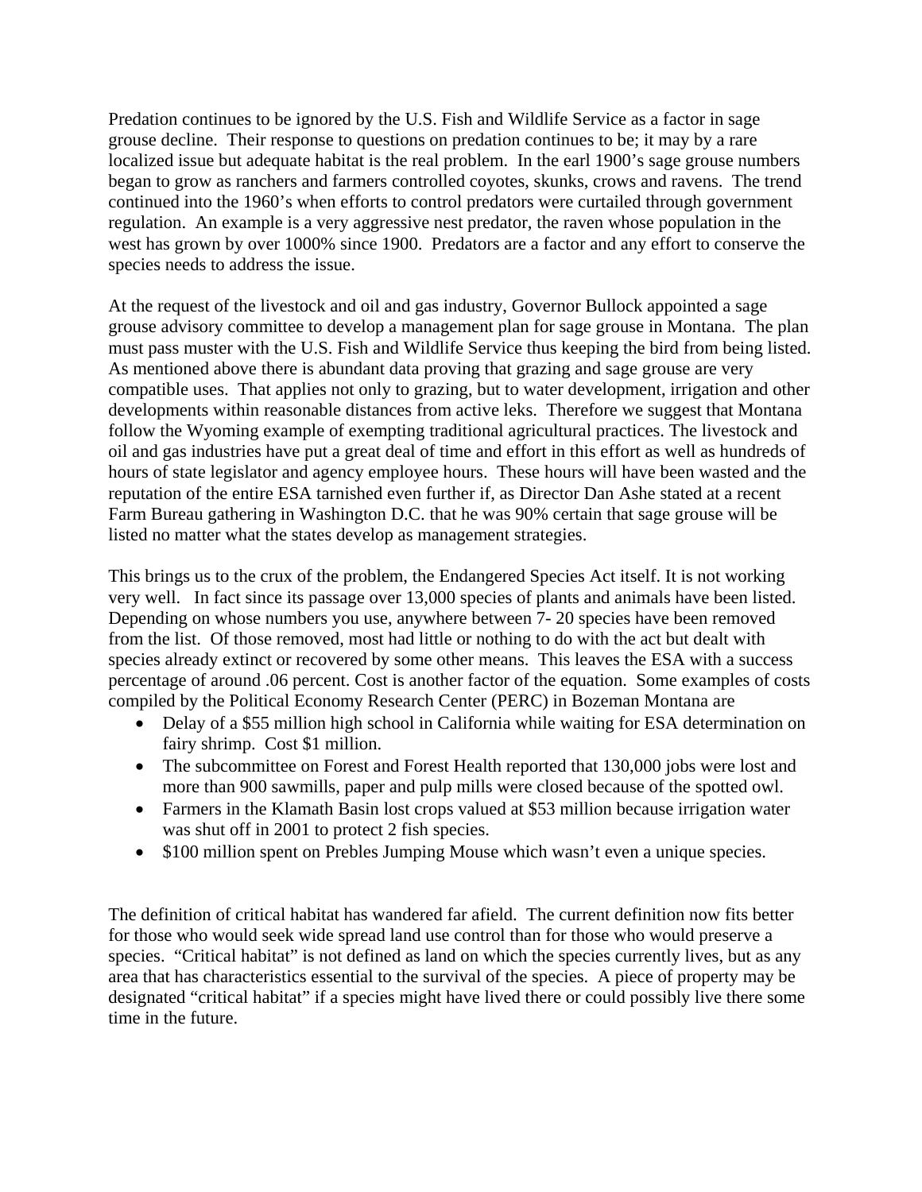Predation continues to be ignored by the U.S. Fish and Wildlife Service as a factor in sage grouse decline. Their response to questions on predation continues to be; it may by a rare localized issue but adequate habitat is the real problem. In the earl 1900's sage grouse numbers began to grow as ranchers and farmers controlled coyotes, skunks, crows and ravens. The trend continued into the 1960's when efforts to control predators were curtailed through government regulation. An example is a very aggressive nest predator, the raven whose population in the west has grown by over 1000% since 1900. Predators are a factor and any effort to conserve the species needs to address the issue.

At the request of the livestock and oil and gas industry, Governor Bullock appointed a sage grouse advisory committee to develop a management plan for sage grouse in Montana. The plan must pass muster with the U.S. Fish and Wildlife Service thus keeping the bird from being listed. As mentioned above there is abundant data proving that grazing and sage grouse are very compatible uses. That applies not only to grazing, but to water development, irrigation and other developments within reasonable distances from active leks. Therefore we suggest that Montana follow the Wyoming example of exempting traditional agricultural practices. The livestock and oil and gas industries have put a great deal of time and effort in this effort as well as hundreds of hours of state legislator and agency employee hours. These hours will have been wasted and the reputation of the entire ESA tarnished even further if, as Director Dan Ashe stated at a recent Farm Bureau gathering in Washington D.C. that he was 90% certain that sage grouse will be listed no matter what the states develop as management strategies.

This brings us to the crux of the problem, the Endangered Species Act itself. It is not working very well. In fact since its passage over 13,000 species of plants and animals have been listed. Depending on whose numbers you use, anywhere between 7- 20 species have been removed from the list. Of those removed, most had little or nothing to do with the act but dealt with species already extinct or recovered by some other means. This leaves the ESA with a success percentage of around .06 percent. Cost is another factor of the equation. Some examples of costs compiled by the Political Economy Research Center (PERC) in Bozeman Montana are

- Delay of a $55 million high school in California while waiting for ESA determination on fairy shrimp. Cost $1 million.
- The subcommittee on Forest and Forest Health reported that 130,000 jobs were lost and more than 900 sawmills, paper and pulp mills were closed because of the spotted owl.
- Farmers in the Klamath Basin lost crops valued at $53 million because irrigation water was shut off in 2001 to protect 2 fish species.
- $100 million spent on Prebles Jumping Mouse which wasn't even a unique species.

The definition of critical habitat has wandered far afield. The current definition now fits better for those who would seek wide spread land use control than for those who would preserve a species. "Critical habitat" is not defined as land on which the species currently lives, but as any area that has characteristics essential to the survival of the species. A piece of property may be designated "critical habitat" if a species might have lived there or could possibly live there some time in the future.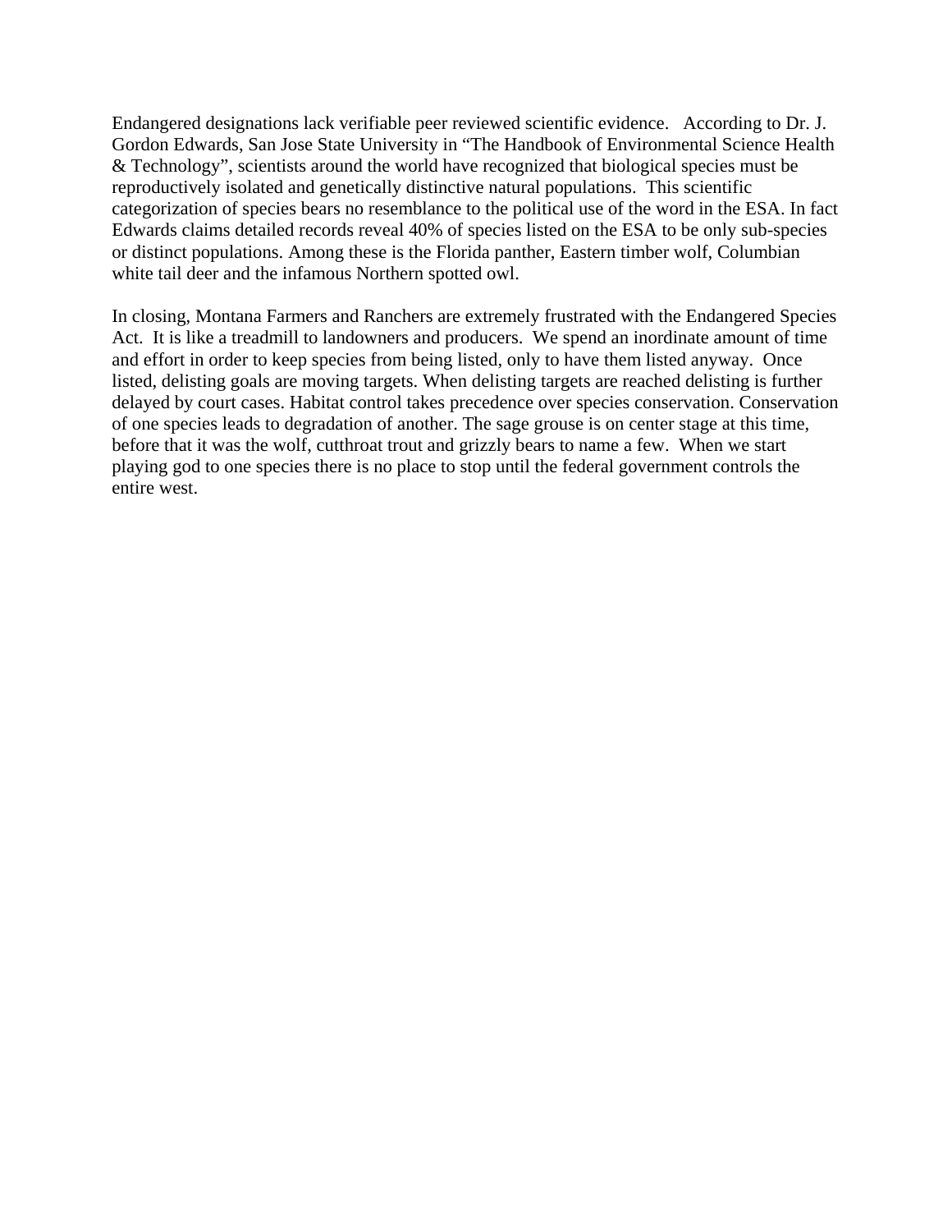Endangered designations lack verifiable peer reviewed scientific evidence. According to Dr. J. Gordon Edwards, San Jose State University in "The Handbook of Environmental Science Health & Technology", scientists around the world have recognized that biological species must be reproductively isolated and genetically distinctive natural populations. This scientific categorization of species bears no resemblance to the political use of the word in the ESA. In fact Edwards claims detailed records reveal 40% of species listed on the ESA to be only sub-species or distinct populations. Among these is the Florida panther, Eastern timber wolf, Columbian white tail deer and the infamous Northern spotted owl.

In closing, Montana Farmers and Ranchers are extremely frustrated with the Endangered Species Act. It is like a treadmill to landowners and producers. We spend an inordinate amount of time and effort in order to keep species from being listed, only to have them listed anyway. Once listed, delisting goals are moving targets. When delisting targets are reached delisting is further delayed by court cases. Habitat control takes precedence over species conservation. Conservation of one species leads to degradation of another. The sage grouse is on center stage at this time, before that it was the wolf, cutthroat trout and grizzly bears to name a few. When we start playing god to one species there is no place to stop until the federal government controls the entire west.